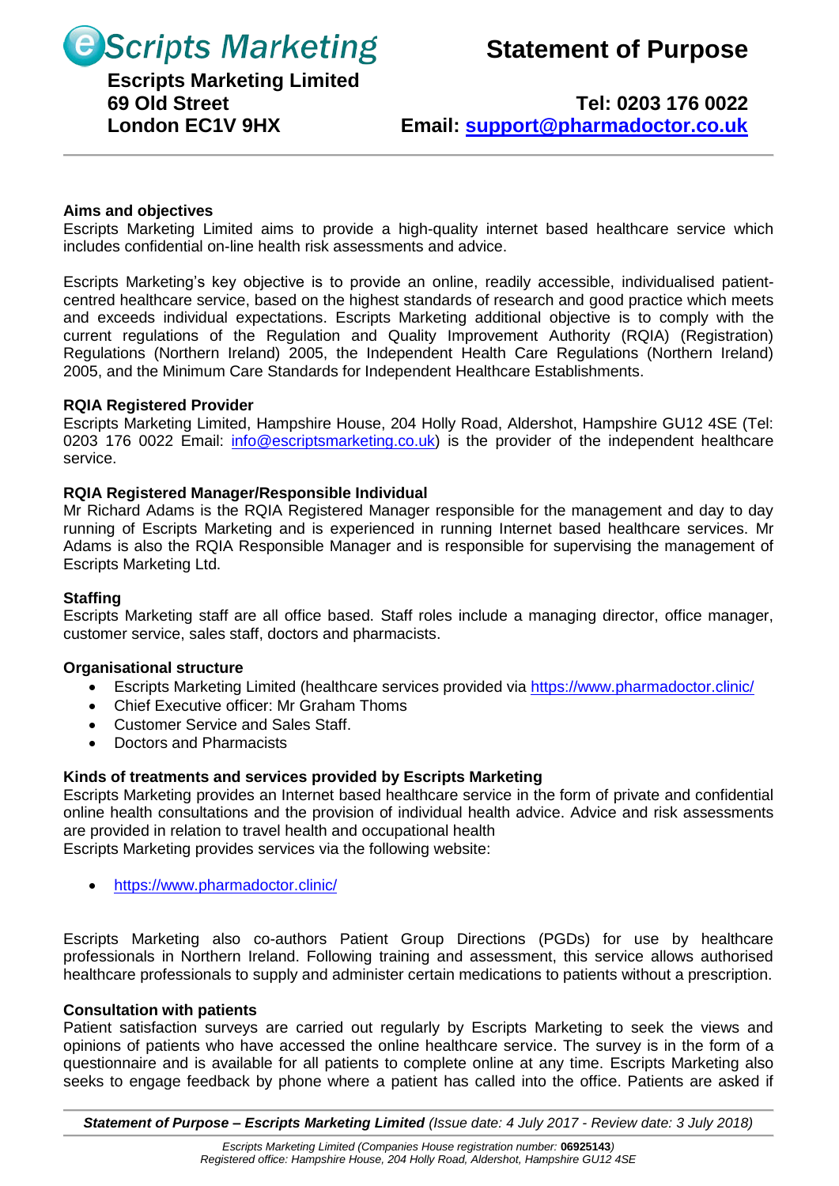**eScripts Marketing**

# Statement of Purpose

**Escripts Marketing Limited**
**69 Old Street**
**London EC1V 9HX**

**Tel: 0203 176 0022**
**Email: support@pharmadoctor.co.uk**

---

**Aims and objectives**

Escripts Marketing Limited aims to provide a high-quality internet based healthcare service which includes confidential on-line health risk assessments and advice.

Escripts Marketing's key objective is to provide an online, readily accessible, individualised patient-centred healthcare service, based on the highest standards of research and good practice which meets and exceeds individual expectations. Escripts Marketing additional objective is to comply with the current regulations of the Regulation and Quality Improvement Authority (RQIA) (Registration) Regulations (Northern Ireland) 2005, the Independent Health Care Regulations (Northern Ireland) 2005, and the Minimum Care Standards for Independent Healthcare Establishments.

**RQIA Registered Provider**

Escripts Marketing Limited, Hampshire House, 204 Holly Road, Aldershot, Hampshire GU12 4SE (Tel: 0203 176 0022 Email: info@escriptsmarketing.co.uk) is the provider of the independent healthcare service.

**RQIA Registered Manager/Responsible Individual**

Mr Richard Adams is the RQIA Registered Manager responsible for the management and day to day running of Escripts Marketing and is experienced in running Internet based healthcare services. Mr Adams is also the RQIA Responsible Manager and is responsible for supervising the management of Escripts Marketing Ltd.

**Staffing**

Escripts Marketing staff are all office based. Staff roles include a managing director, office manager, customer service, sales staff, doctors and pharmacists.

**Organisational structure**

- Escripts Marketing Limited (healthcare services provided via https://www.pharmadoctor.clinic/
- Chief Executive officer: Mr Graham Thoms
- Customer Service and Sales Staff.
- Doctors and Pharmacists

**Kinds of treatments and services provided by Escripts Marketing**

Escripts Marketing provides an Internet based healthcare service in the form of private and confidential online health consultations and the provision of individual health advice. Advice and risk assessments are provided in relation to travel health and occupational health
Escripts Marketing provides services via the following website:

- https://www.pharmadoctor.clinic/

Escripts Marketing also co-authors Patient Group Directions (PGDs) for use by healthcare professionals in Northern Ireland. Following training and assessment, this service allows authorised healthcare professionals to supply and administer certain medications to patients without a prescription.

**Consultation with patients**

Patient satisfaction surveys are carried out regularly by Escripts Marketing to seek the views and opinions of patients who have accessed the online healthcare service. The survey is in the form of a questionnaire and is available for all patients to complete online at any time. Escripts Marketing also seeks to engage feedback by phone where a patient has called into the office. Patients are asked if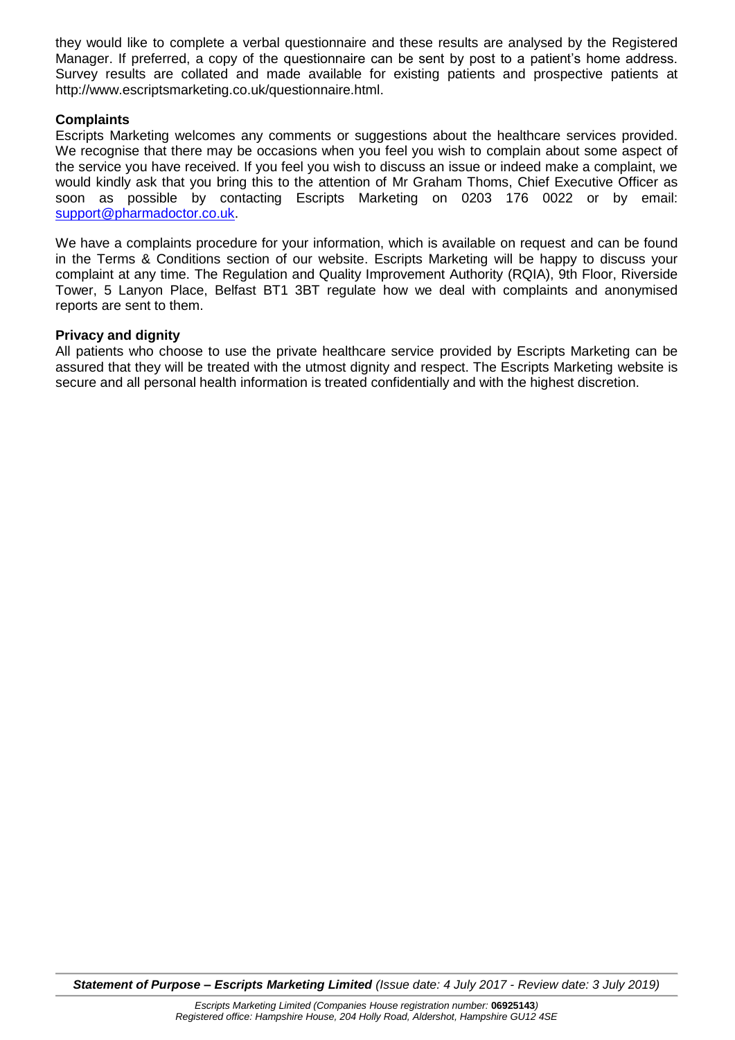they would like to complete a verbal questionnaire and these results are analysed by the Registered Manager. If preferred, a copy of the questionnaire can be sent by post to a patient's home address. Survey results are collated and made available for existing patients and prospective patients at http://www.escriptsmarketing.co.uk/questionnaire.html.

**Complaints**

Escripts Marketing welcomes any comments or suggestions about the healthcare services provided. We recognise that there may be occasions when you feel you wish to complain about some aspect of the service you have received. If you feel you wish to discuss an issue or indeed make a complaint, we would kindly ask that you bring this to the attention of Mr Graham Thoms, Chief Executive Officer as soon as possible by contacting Escripts Marketing on 0203 176 0022 or by email: support@pharmadoctor.co.uk.

We have a complaints procedure for your information, which is available on request and can be found in the Terms & Conditions section of our website. Escripts Marketing will be happy to discuss your complaint at any time. The Regulation and Quality Improvement Authority (RQIA), 9th Floor, Riverside Tower, 5 Lanyon Place, Belfast BT1 3BT regulate how we deal with complaints and anonymised reports are sent to them.

**Privacy and dignity**

All patients who choose to use the private healthcare service provided by Escripts Marketing can be assured that they will be treated with the utmost dignity and respect. The Escripts Marketing website is secure and all personal health information is treated confidentially and with the highest discretion.